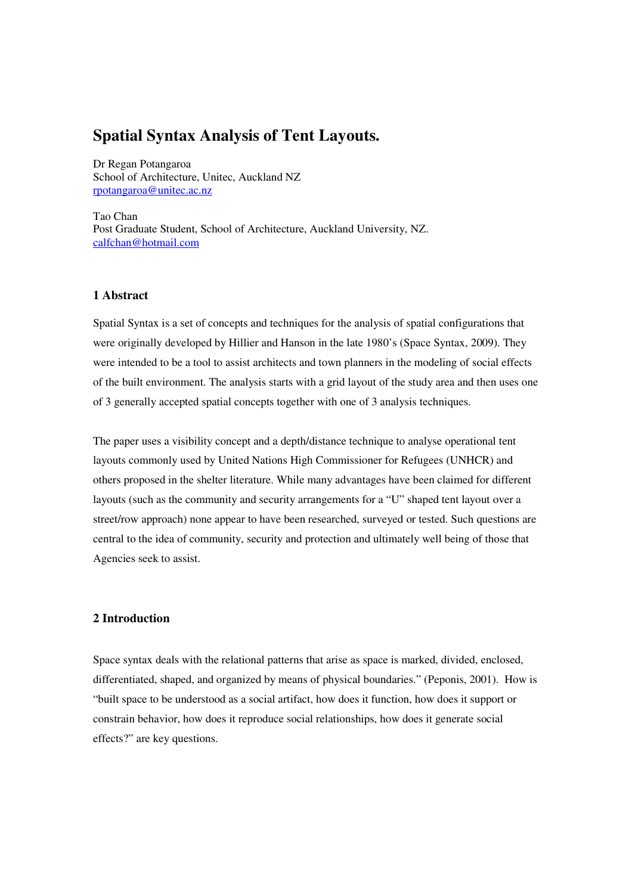# Spatial Syntax Analysis of Tent Layouts.

Dr Regan Potangaroa
School of Architecture, Unitec, Auckland NZ
rpotangaroa@unitec.ac.nz

Tao Chan
Post Graduate Student, School of Architecture, Auckland University, NZ.
calfchan@hotmail.com

## 1 Abstract

Spatial Syntax is a set of concepts and techniques for the analysis of spatial configurations that were originally developed by Hillier and Hanson in the late 1980's (Space Syntax, 2009). They were intended to be a tool to assist architects and town planners in the modeling of social effects of the built environment. The analysis starts with a grid layout of the study area and then uses one of 3 generally accepted spatial concepts together with one of 3 analysis techniques.

The paper uses a visibility concept and a depth/distance technique to analyse operational tent layouts commonly used by United Nations High Commissioner for Refugees (UNHCR) and others proposed in the shelter literature. While many advantages have been claimed for different layouts (such as the community and security arrangements for a "U" shaped tent layout over a street/row approach) none appear to have been researched, surveyed or tested. Such questions are central to the idea of community, security and protection and ultimately well being of those that Agencies seek to assist.

## 2 Introduction

Space syntax deals with the relational patterns that arise as space is marked, divided, enclosed, differentiated, shaped, and organized by means of physical boundaries." (Peponis, 2001). How is "built space to be understood as a social artifact, how does it function, how does it support or constrain behavior, how does it reproduce social relationships, how does it generate social effects?" are key questions.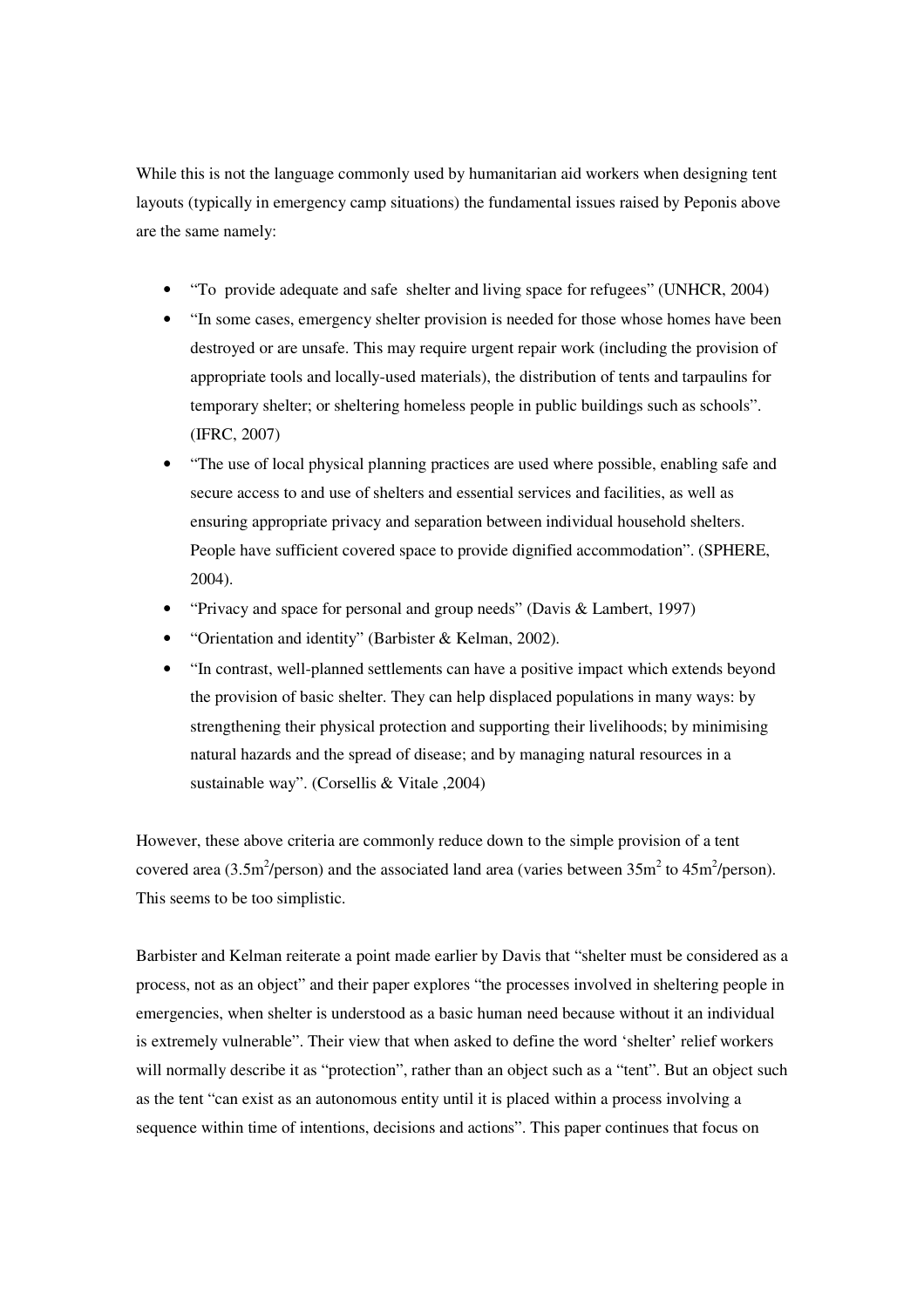While this is not the language commonly used by humanitarian aid workers when designing tent layouts (typically in emergency camp situations) the fundamental issues raised by Peponis above are the same namely:

- "To provide adequate and safe shelter and living space for refugees" (UNHCR, 2004)
- "In some cases, emergency shelter provision is needed for those whose homes have been destroyed or are unsafe. This may require urgent repair work (including the provision of appropriate tools and locally-used materials), the distribution of tents and tarpaulins for temporary shelter; or sheltering homeless people in public buildings such as schools". (IFRC, 2007)
- "The use of local physical planning practices are used where possible, enabling safe and secure access to and use of shelters and essential services and facilities, as well as ensuring appropriate privacy and separation between individual household shelters. People have sufficient covered space to provide dignified accommodation". (SPHERE, 2004).
- "Privacy and space for personal and group needs" (Davis & Lambert, 1997)
- "Orientation and identity" (Barbister & Kelman, 2002).
- "In contrast, well-planned settlements can have a positive impact which extends beyond the provision of basic shelter. They can help displaced populations in many ways: by strengthening their physical protection and supporting their livelihoods; by minimising natural hazards and the spread of disease; and by managing natural resources in a sustainable way". (Corsellis & Vitale ,2004)

However, these above criteria are commonly reduce down to the simple provision of a tent covered area (3.5m$^2$/person) and the associated land area (varies between 35m$^2$ to 45m$^2$/person). This seems to be too simplistic.

Barbister and Kelman reiterate a point made earlier by Davis that "shelter must be considered as a process, not as an object" and their paper explores "the processes involved in sheltering people in emergencies, when shelter is understood as a basic human need because without it an individual is extremely vulnerable". Their view that when asked to define the word 'shelter' relief workers will normally describe it as "protection", rather than an object such as a "tent". But an object such as the tent "can exist as an autonomous entity until it is placed within a process involving a sequence within time of intentions, decisions and actions". This paper continues that focus on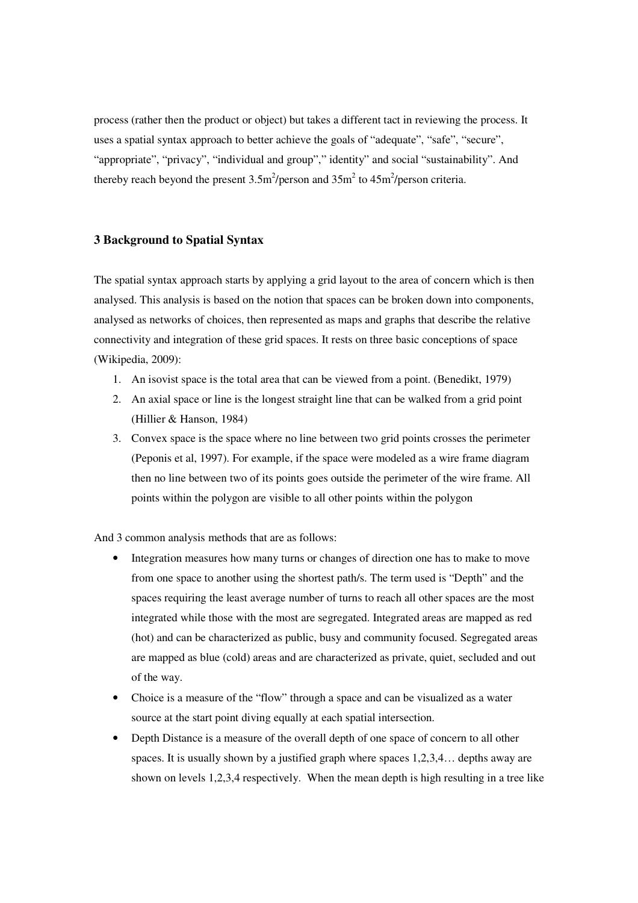process (rather then the product or object) but takes a different tact in reviewing the process. It uses a spatial syntax approach to better achieve the goals of "adequate", "safe", "secure", "appropriate", "privacy", "individual and group"," identity" and social "sustainability". And thereby reach beyond the present $3.5m^2$/person and $35m^2$ to $45m^2$/person criteria.

### 3 Background to Spatial Syntax

The spatial syntax approach starts by applying a grid layout to the area of concern which is then analysed. This analysis is based on the notion that spaces can be broken down into components, analysed as networks of choices, then represented as maps and graphs that describe the relative connectivity and integration of these grid spaces. It rests on three basic conceptions of space (Wikipedia, 2009):

1. An isovist space is the total area that can be viewed from a point. (Benedikt, 1979)
2. An axial space or line is the longest straight line that can be walked from a grid point (Hillier & Hanson, 1984)
3. Convex space is the space where no line between two grid points crosses the perimeter (Peponis et al, 1997). For example, if the space were modeled as a wire frame diagram then no line between two of its points goes outside the perimeter of the wire frame. All points within the polygon are visible to all other points within the polygon

And 3 common analysis methods that are as follows:

- Integration measures how many turns or changes of direction one has to make to move from one space to another using the shortest path/s. The term used is "Depth" and the spaces requiring the least average number of turns to reach all other spaces are the most integrated while those with the most are segregated. Integrated areas are mapped as red (hot) and can be characterized as public, busy and community focused. Segregated areas are mapped as blue (cold) areas and are characterized as private, quiet, secluded and out of the way.
- Choice is a measure of the "flow" through a space and can be visualized as a water source at the start point diving equally at each spatial intersection.
- Depth Distance is a measure of the overall depth of one space of concern to all other spaces. It is usually shown by a justified graph where spaces 1,2,3,4… depths away are shown on levels 1,2,3,4 respectively. When the mean depth is high resulting in a tree like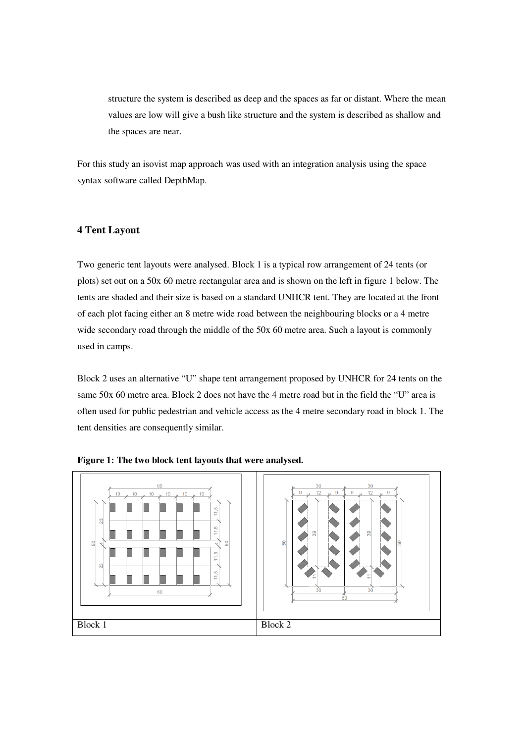structure the system is described as deep and the spaces as far or distant. Where the mean values are low will give a bush like structure and the system is described as shallow and the spaces are near.

For this study an isovist map approach was used with an integration analysis using the space syntax software called DepthMap.

## 4 Tent Layout

Two generic tent layouts were analysed. Block 1 is a typical row arrangement of 24 tents (or plots) set out on a 50x 60 metre rectangular area and is shown on the left in figure 1 below. The tents are shaded and their size is based on a standard UNHCR tent. They are located at the front of each plot facing either an 8 metre wide road between the neighbouring blocks or a 4 metre wide secondary road through the middle of the 50x 60 metre area. Such a layout is commonly used in camps.

Block 2 uses an alternative "U" shape tent arrangement proposed by UNHCR for 24 tents on the same 50x 60 metre area. Block 2 does not have the 4 metre road but in the field the "U" area is often used for public pedestrian and vehicle access as the 4 metre secondary road in block 1. The tent densities are consequently similar.

**Figure 1: The two block tent layouts that were analysed.**

| Block 1 | Block 2 |
| --- | --- |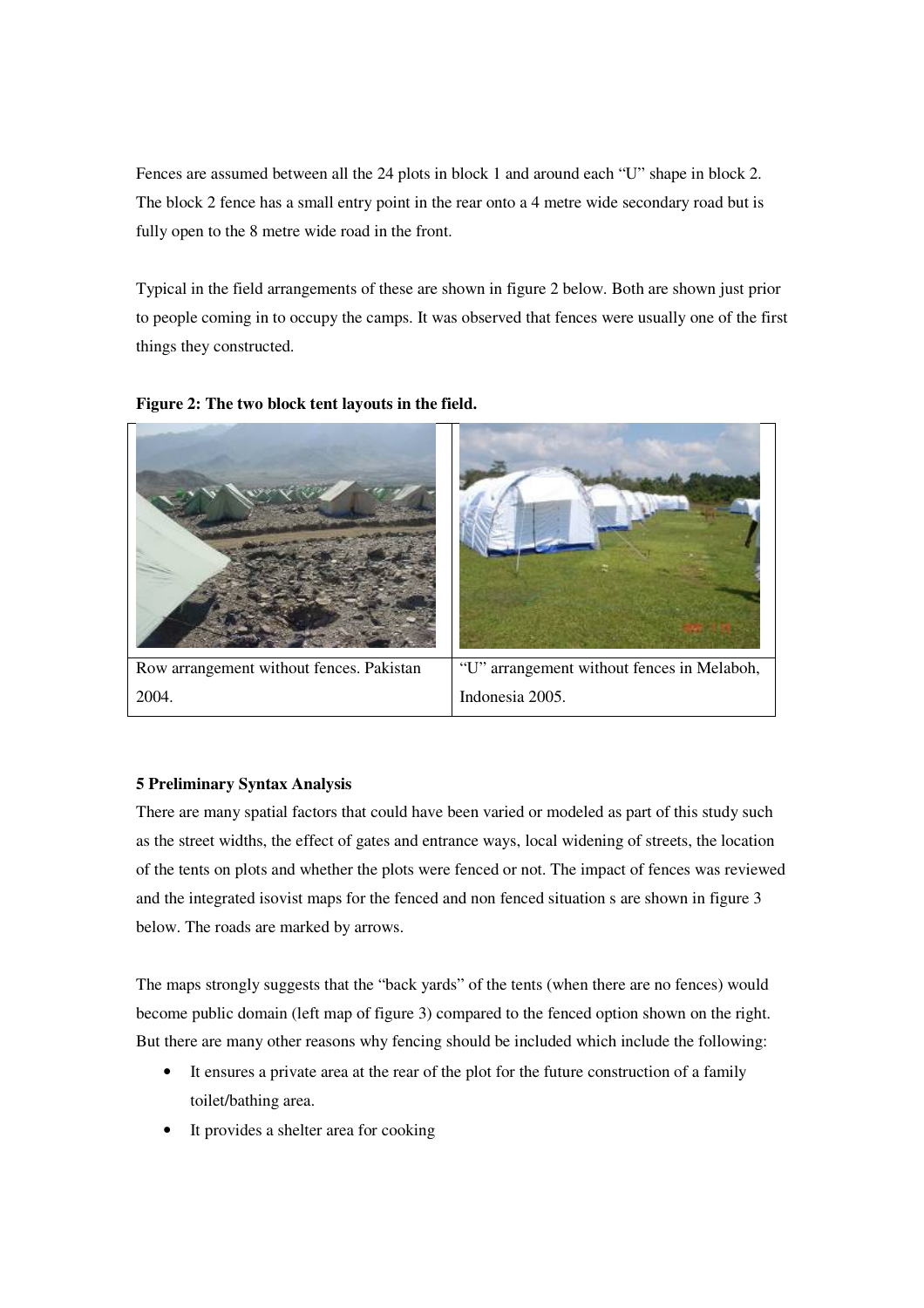Fences are assumed between all the 24 plots in block 1 and around each "U" shape in block 2. The block 2 fence has a small entry point in the rear onto a 4 metre wide secondary road but is fully open to the 8 metre wide road in the front.

Typical in the field arrangements of these are shown in figure 2 below. Both are shown just prior to people coming in to occupy the camps. It was observed that fences were usually one of the first things they constructed.

**Figure 2: The two block tent layouts in the field.**

| | |
|---|---|
| Row arrangement without fences. Pakistan 2004. | "U" arrangement without fences in Melaboh, Indonesia 2005. |

**5 Preliminary Syntax Analysis**

There are many spatial factors that could have been varied or modeled as part of this study such as the street widths, the effect of gates and entrance ways, local widening of streets, the location of the tents on plots and whether the plots were fenced or not. The impact of fences was reviewed and the integrated isovist maps for the fenced and non fenced situation s are shown in figure 3 below. The roads are marked by arrows.

The maps strongly suggests that the "back yards" of the tents (when there are no fences) would become public domain (left map of figure 3) compared to the fenced option shown on the right. But there are many other reasons why fencing should be included which include the following:

- It ensures a private area at the rear of the plot for the future construction of a family toilet/bathing area.
- It provides a shelter area for cooking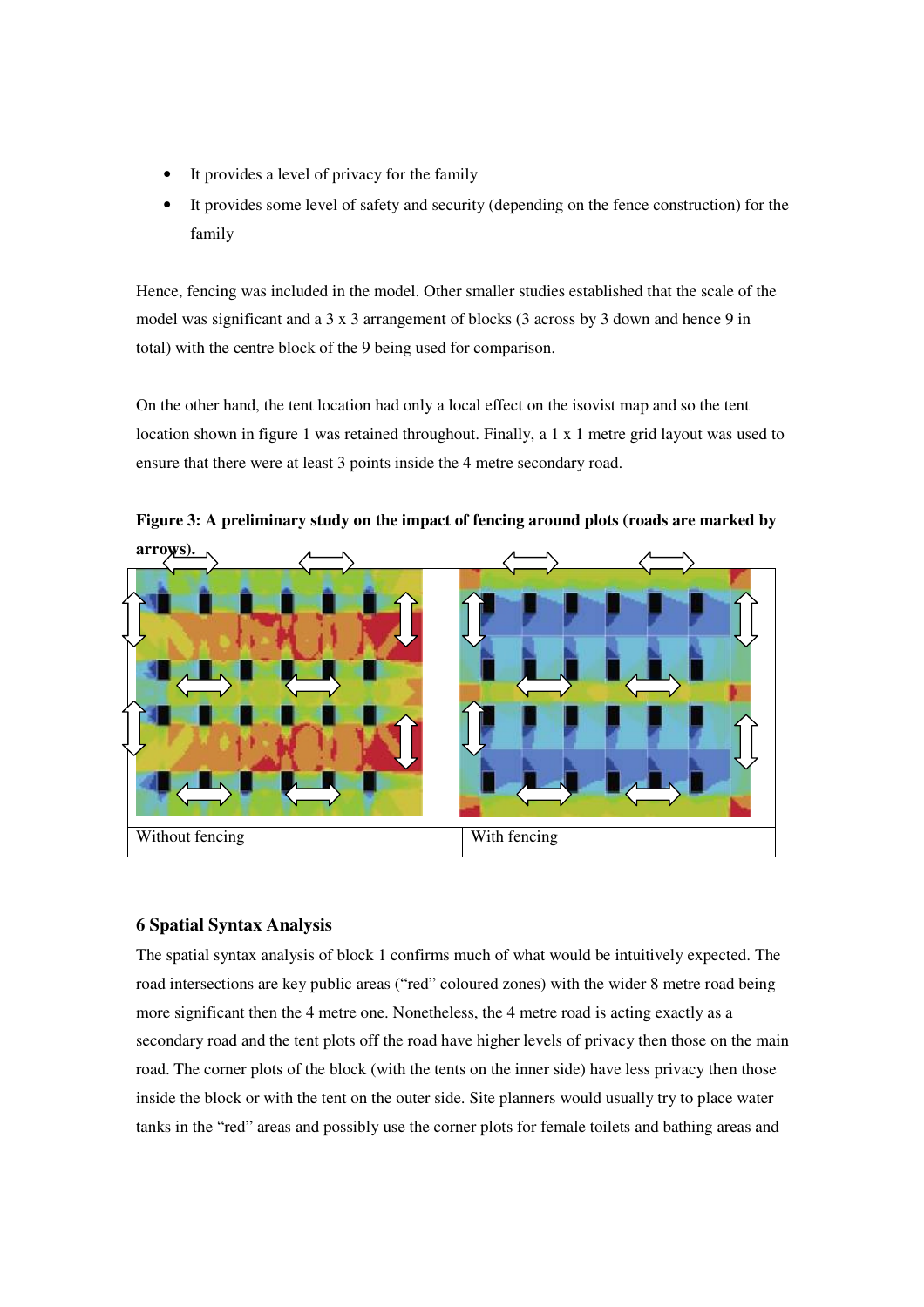- It provides a level of privacy for the family
- It provides some level of safety and security (depending on the fence construction) for the family

Hence, fencing was included in the model. Other smaller studies established that the scale of the model was significant and a 3 x 3 arrangement of blocks (3 across by 3 down and hence 9 in total) with the centre block of the 9 being used for comparison.

On the other hand, the tent location had only a local effect on the isovist map and so the tent location shown in figure 1 was retained throughout. Finally, a 1 x 1 metre grid layout was used to ensure that there were at least 3 points inside the 4 metre secondary road.

**Figure 3: A preliminary study on the impact of fencing around plots (roads are marked by arrows).**

| Without fencing | With fencing |
|---|---|

## 6 Spatial Syntax Analysis

The spatial syntax analysis of block 1 confirms much of what would be intuitively expected. The road intersections are key public areas ("red" coloured zones) with the wider 8 metre road being more significant then the 4 metre one. Nonetheless, the 4 metre road is acting exactly as a secondary road and the tent plots off the road have higher levels of privacy then those on the main road. The corner plots of the block (with the tents on the inner side) have less privacy then those inside the block or with the tent on the outer side. Site planners would usually try to place water tanks in the "red" areas and possibly use the corner plots for female toilets and bathing areas and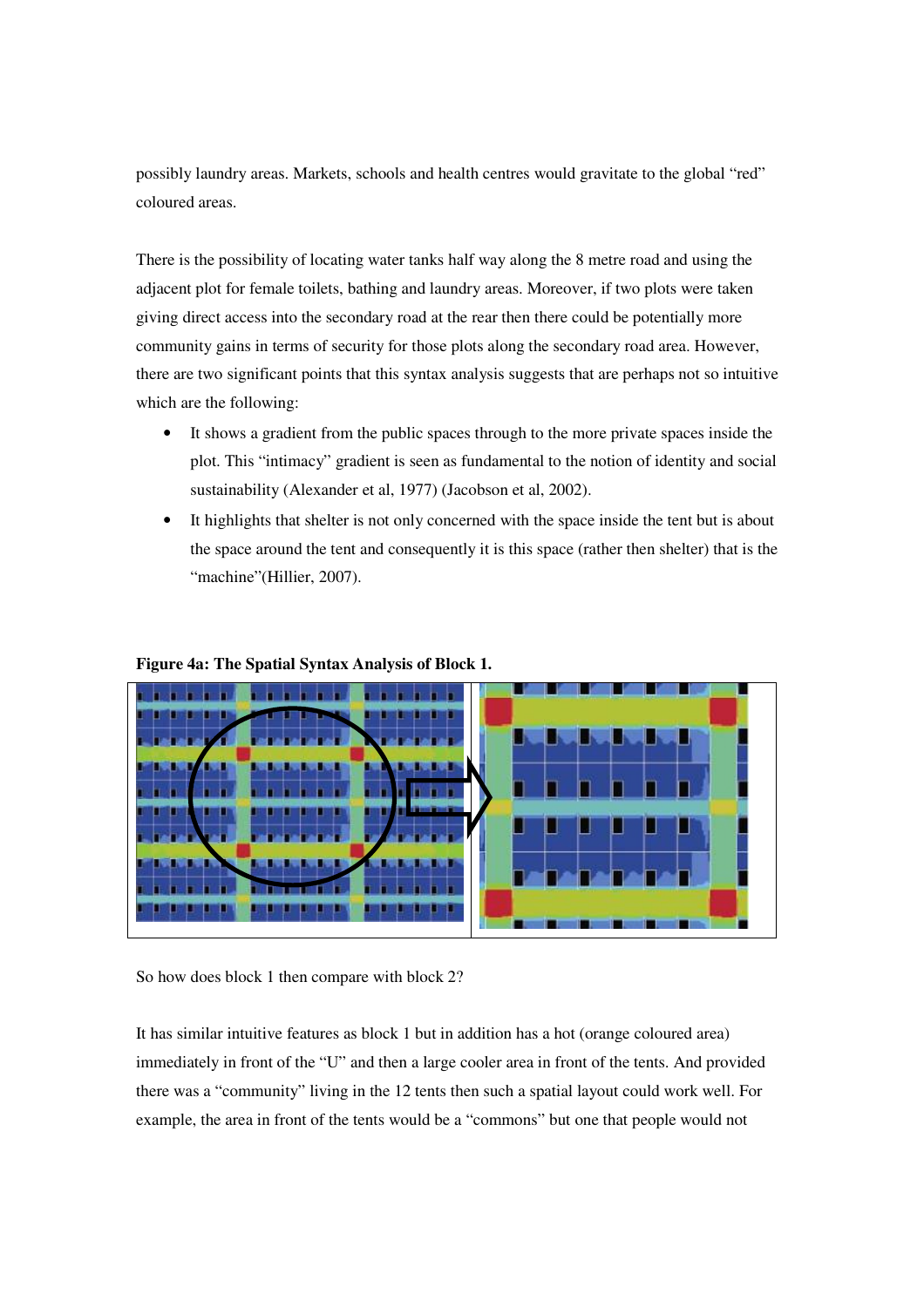possibly laundry areas. Markets, schools and health centres would gravitate to the global "red" coloured areas.

There is the possibility of locating water tanks half way along the 8 metre road and using the adjacent plot for female toilets, bathing and laundry areas. Moreover, if two plots were taken giving direct access into the secondary road at the rear then there could be potentially more community gains in terms of security for those plots along the secondary road area. However, there are two significant points that this syntax analysis suggests that are perhaps not so intuitive which are the following:

- It shows a gradient from the public spaces through to the more private spaces inside the plot. This "intimacy" gradient is seen as fundamental to the notion of identity and social sustainability (Alexander et al, 1977) (Jacobson et al, 2002).
- It highlights that shelter is not only concerned with the space inside the tent but is about the space around the tent and consequently it is this space (rather then shelter) that is the "machine"(Hillier, 2007).

**Figure 4a: The Spatial Syntax Analysis of Block 1.**

So how does block 1 then compare with block 2?

It has similar intuitive features as block 1 but in addition has a hot (orange coloured area) immediately in front of the "U" and then a large cooler area in front of the tents. And provided there was a "community" living in the 12 tents then such a spatial layout could work well. For example, the area in front of the tents would be a "commons" but one that people would not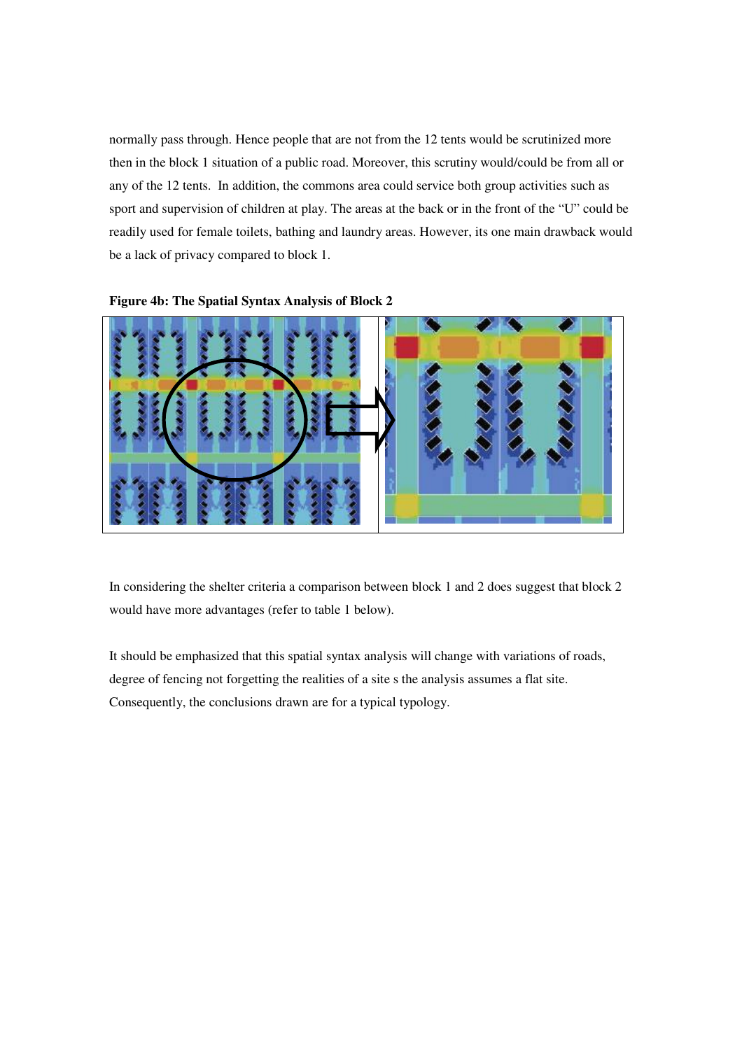normally pass through. Hence people that are not from the 12 tents would be scrutinized more then in the block 1 situation of a public road. Moreover, this scrutiny would/could be from all or any of the 12 tents. In addition, the commons area could service both group activities such as sport and supervision of children at play. The areas at the back or in the front of the "U" could be readily used for female toilets, bathing and laundry areas. However, its one main drawback would be a lack of privacy compared to block 1.

**Figure 4b: The Spatial Syntax Analysis of Block 2**

In considering the shelter criteria a comparison between block 1 and 2 does suggest that block 2 would have more advantages (refer to table 1 below).

It should be emphasized that this spatial syntax analysis will change with variations of roads, degree of fencing not forgetting the realities of a site s the analysis assumes a flat site. Consequently, the conclusions drawn are for a typical typology.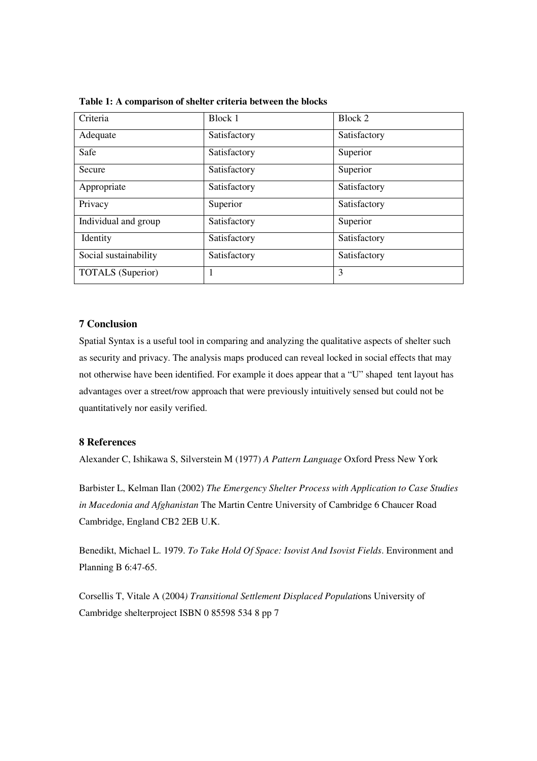**Table 1: A comparison of shelter criteria between the blocks**

| Criteria | Block 1 | Block 2 |
|---|---|---|
| Adequate | Satisfactory | Satisfactory |
| Safe | Satisfactory | Superior |
| Secure | Satisfactory | Superior |
| Appropriate | Satisfactory | Satisfactory |
| Privacy | Superior | Satisfactory |
| Individual and group | Satisfactory | Superior |
| Identity | Satisfactory | Satisfactory |
| Social sustainability | Satisfactory | Satisfactory |
| TOTALS (Superior) | 1 | 3 |

### 7 Conclusion

Spatial Syntax is a useful tool in comparing and analyzing the qualitative aspects of shelter such as security and privacy. The analysis maps produced can reveal locked in social effects that may not otherwise have been identified. For example it does appear that a "U" shaped tent layout has advantages over a street/row approach that were previously intuitively sensed but could not be quantitatively nor easily verified.

### 8 References

Alexander C, Ishikawa S, Silverstein M (1977) *A Pattern Language* Oxford Press New York

Barbister L, Kelman Ilan (2002) *The Emergency Shelter Process with Application to Case Studies in Macedonia and Afghanistan* The Martin Centre University of Cambridge 6 Chaucer Road Cambridge, England CB2 2EB U.K.

Benedikt, Michael L. 1979. *To Take Hold Of Space: Isovist And Isovist Fields*. Environment and Planning B 6:47-65.

Corsellis T, Vitale A (2004*) Transitional Settlement Displaced Populati*ons University of Cambridge shelterproject ISBN 0 85598 534 8 pp 7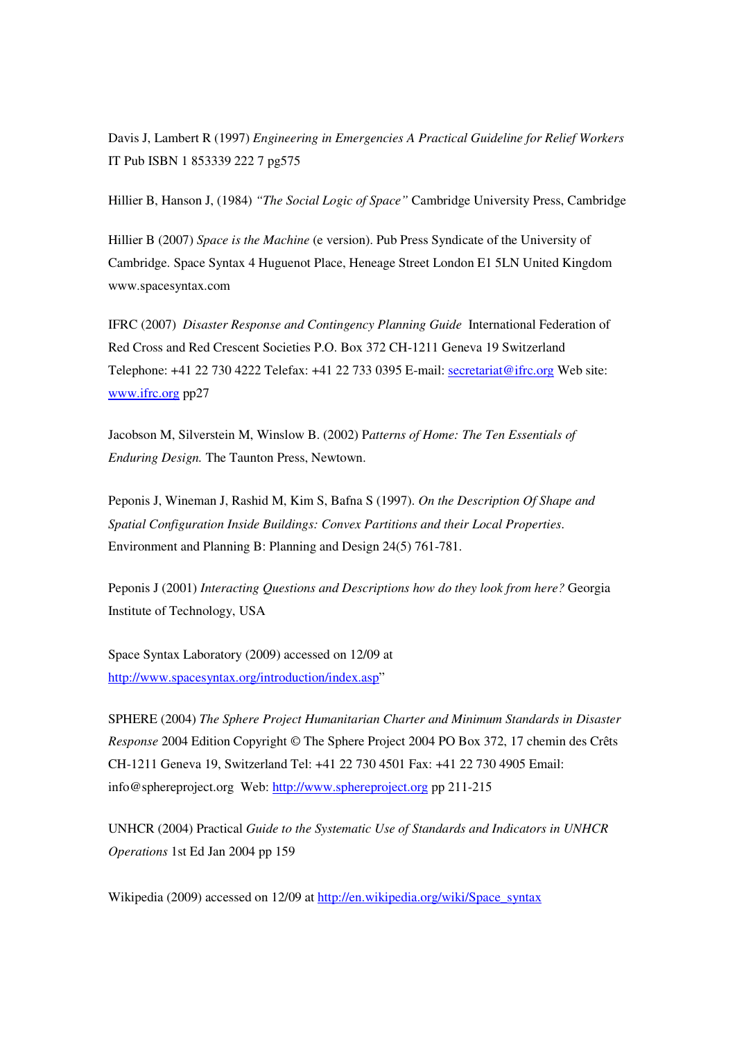Davis J, Lambert R (1997) *Engineering in Emergencies A Practical Guideline for Relief Workers* IT Pub ISBN 1 853339 222 7 pg575

Hillier B, Hanson J, (1984) *"The Social Logic of Space"* Cambridge University Press, Cambridge

Hillier B (2007) *Space is the Machine* (e version). Pub Press Syndicate of the University of Cambridge. Space Syntax 4 Huguenot Place, Heneage Street London E1 5LN United Kingdom www.spacesyntax.com

IFRC (2007) *Disaster Response and Contingency Planning Guide* International Federation of Red Cross and Red Crescent Societies P.O. Box 372 CH-1211 Geneva 19 Switzerland Telephone: +41 22 730 4222 Telefax: +41 22 733 0395 E-mail: secretariat@ifrc.org Web site: www.ifrc.org pp27

Jacobson M, Silverstein M, Winslow B. (2002) P*atterns of Home: The Ten Essentials of Enduring Design.* The Taunton Press, Newtown.

Peponis J, Wineman J, Rashid M, Kim S, Bafna S (1997). *On the Description Of Shape and Spatial Configuration Inside Buildings: Convex Partitions and their Local Properties*. Environment and Planning B: Planning and Design 24(5) 761-781.

Peponis J (2001) *Interacting Questions and Descriptions how do they look from here?* Georgia Institute of Technology, USA

Space Syntax Laboratory (2009) accessed on 12/09 at http://www.spacesyntax.org/introduction/index.asp"

SPHERE (2004) *The Sphere Project Humanitarian Charter and Minimum Standards in Disaster Response* 2004 Edition Copyright © The Sphere Project 2004 PO Box 372, 17 chemin des Crêts CH-1211 Geneva 19, Switzerland Tel: +41 22 730 4501 Fax: +41 22 730 4905 Email: info@sphereproject.org Web: http://www.sphereproject.org pp 211-215

UNHCR (2004) Practical *Guide to the Systematic Use of Standards and Indicators in UNHCR Operations* 1st Ed Jan 2004 pp 159

Wikipedia (2009) accessed on 12/09 at http://en.wikipedia.org/wiki/Space_syntax